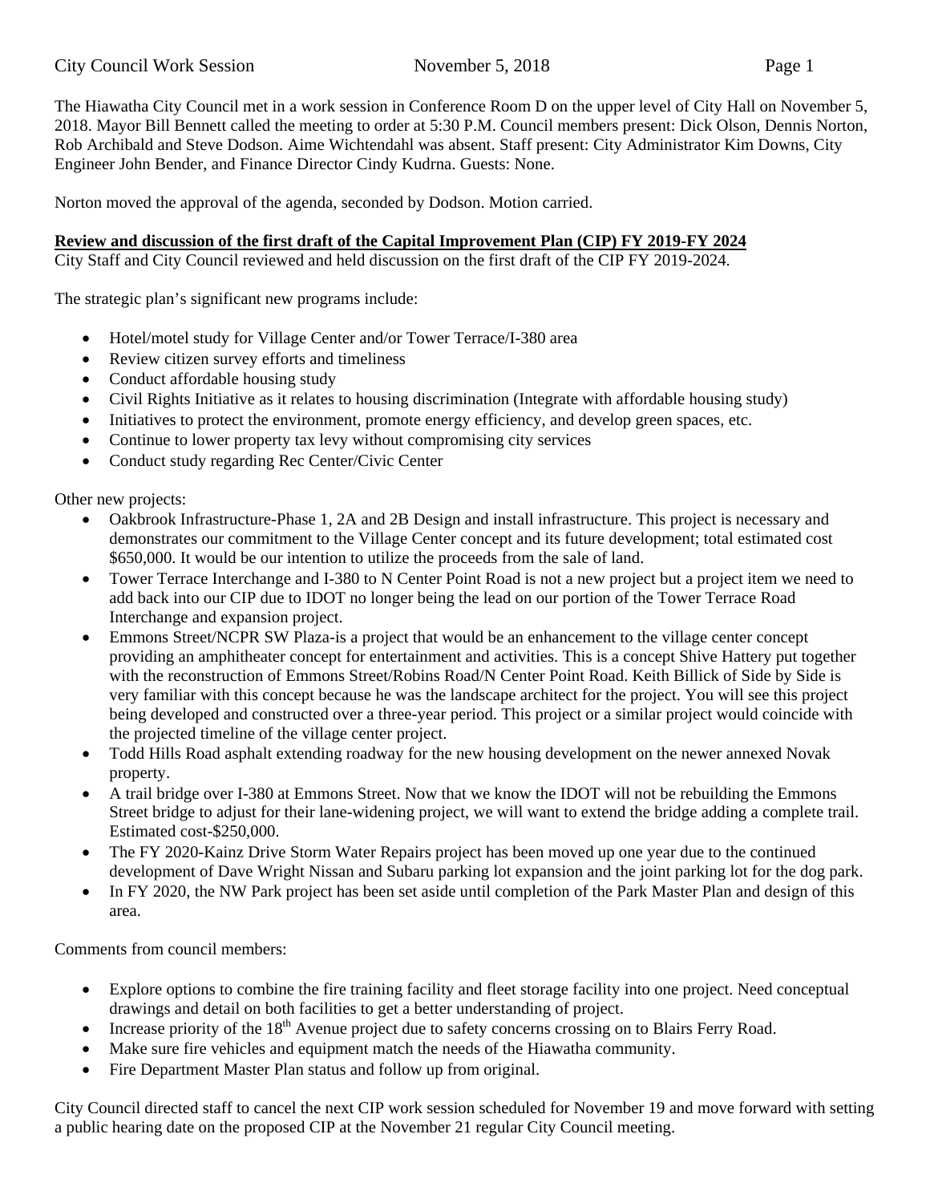The Hiawatha City Council met in a work session in Conference Room D on the upper level of City Hall on November 5, 2018. Mayor Bill Bennett called the meeting to order at 5:30 P.M. Council members present: Dick Olson, Dennis Norton, Rob Archibald and Steve Dodson. Aime Wichtendahl was absent. Staff present: City Administrator Kim Downs, City Engineer John Bender, and Finance Director Cindy Kudrna. Guests: None.

Norton moved the approval of the agenda, seconded by Dodson. Motion carried.

**Review and discussion of the first draft of the Capital Improvement Plan (CIP) FY 2019-FY 2024**

City Staff and City Council reviewed and held discussion on the first draft of the CIP FY 2019-2024.

The strategic plan's significant new programs include:

- Hotel/motel study for Village Center and/or Tower Terrace/I-380 area
- Review citizen survey efforts and timeliness
- Conduct affordable housing study
- Civil Rights Initiative as it relates to housing discrimination (Integrate with affordable housing study)
- Initiatives to protect the environment, promote energy efficiency, and develop green spaces, etc.
- Continue to lower property tax levy without compromising city services
- Conduct study regarding Rec Center/Civic Center

Other new projects:

- Oakbrook Infrastructure-Phase 1, 2A and 2B Design and install infrastructure. This project is necessary and demonstrates our commitment to the Village Center concept and its future development; total estimated cost $650,000. It would be our intention to utilize the proceeds from the sale of land.
- Tower Terrace Interchange and I-380 to N Center Point Road is not a new project but a project item we need to add back into our CIP due to IDOT no longer being the lead on our portion of the Tower Terrace Road Interchange and expansion project.
- Emmons Street/NCPR SW Plaza-is a project that would be an enhancement to the village center concept providing an amphitheater concept for entertainment and activities. This is a concept Shive Hattery put together with the reconstruction of Emmons Street/Robins Road/N Center Point Road. Keith Billick of Side by Side is very familiar with this concept because he was the landscape architect for the project. You will see this project being developed and constructed over a three-year period. This project or a similar project would coincide with the projected timeline of the village center project.
- Todd Hills Road asphalt extending roadway for the new housing development on the newer annexed Novak property.
- A trail bridge over I-380 at Emmons Street. Now that we know the IDOT will not be rebuilding the Emmons Street bridge to adjust for their lane-widening project, we will want to extend the bridge adding a complete trail. Estimated cost-$250,000.
- The FY 2020-Kainz Drive Storm Water Repairs project has been moved up one year due to the continued development of Dave Wright Nissan and Subaru parking lot expansion and the joint parking lot for the dog park.
- In FY 2020, the NW Park project has been set aside until completion of the Park Master Plan and design of this area.

Comments from council members:

- Explore options to combine the fire training facility and fleet storage facility into one project. Need conceptual drawings and detail on both facilities to get a better understanding of project.
- Increase priority of the 18th Avenue project due to safety concerns crossing on to Blairs Ferry Road.
- Make sure fire vehicles and equipment match the needs of the Hiawatha community.
- Fire Department Master Plan status and follow up from original.

City Council directed staff to cancel the next CIP work session scheduled for November 19 and move forward with setting a public hearing date on the proposed CIP at the November 21 regular City Council meeting.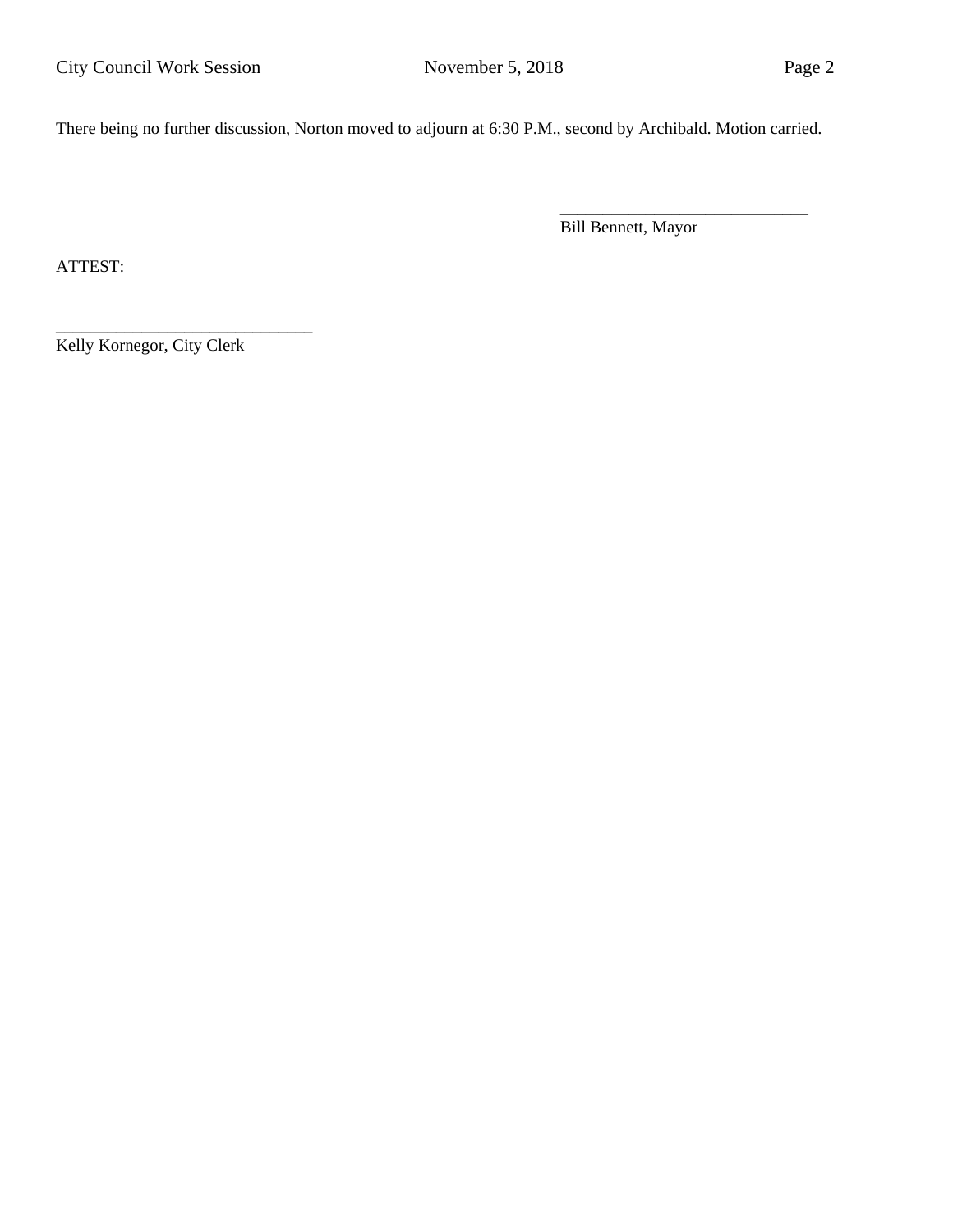There being no further discussion, Norton moved to adjourn at 6:30 P.M., second by Archibald. Motion carried.

\_\_\_\_\_\_\_\_\_\_\_\_\_\_\_\_\_\_\_\_\_\_\_\_\_\_\_\_\_\_

Bill Bennett, Mayor

ATTEST:

\_\_\_\_\_\_\_\_\_\_\_\_\_\_\_\_\_\_\_\_\_\_\_\_\_\_\_\_\_\_

Kelly Kornegor, City Clerk